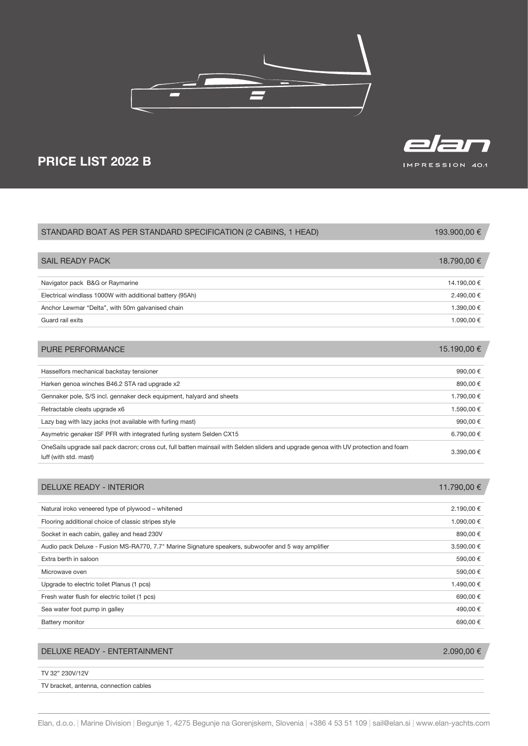# PRICE LIST 2022 B

elan IMPRESSION 40.1

| STANDARD BOAT AS PER STANDARD SPECIFICATION (2 CABINS, 1 HEAD) | 193.900,00 € |
|---|---|

| SAIL READY PACK | 18.790,00 € |
|---|---|
| Navigator pack B&G or Raymarine | 14.190,00 € |
| Electrical windlass 1000W with additional battery (95Ah) | 2.490,00 € |
| Anchor Lewmar "Delta", with 50m galvanised chain | 1.390,00 € |
| Guard rail exits | 1.090,00 € |

| PURE PERFORMANCE | 15.190,00 € |
|---|---|
| Hasselfors mechanical backstay tensioner | 990,00 € |
| Harken genoa winches B46.2 STA rad upgrade x2 | 890,00 € |
| Gennaker pole, S/S incl. gennaker deck equipment, halyard and sheets | 1.790,00 € |
| Retractable cleats upgrade x6 | 1.590,00 € |
| Lazy bag with lazy jacks (not available with furling mast) | 990,00 € |
| Asymetric genaker ISF PFR with integrated furling system Selden CX15 | 6.790,00 € |
| OneSails upgrade sail pack dacron; cross cut, full batten mainsail with Selden sliders and upgrade genoa with UV protection and foam luff (with std. mast) | 3.390,00 € |

| DELUXE READY - INTERIOR | 11.790,00 € |
|---|---|
| Natural iroko veneered type of plywood – whitened | 2.190,00 € |
| Flooring additional choice of classic stripes style | 1.090,00 € |
| Socket in each cabin, galley and head 230V | 890,00 € |
| Audio pack Deluxe - Fusion MS-RA770, 7.7" Marine Signature speakers, subwoofer and 5 way amplifier | 3.590,00 € |
| Extra berth in saloon | 590,00 € |
| Microwave oven | 590,00 € |
| Upgrade to electric toilet Planus (1 pcs) | 1.490,00 € |
| Fresh water flush for electric toilet (1 pcs) | 690,00 € |
| Sea water foot pump in galley | 490,00 € |
| Battery monitor | 690,00 € |

| DELUXE READY - ENTERTAINMENT | 2.090,00 € |
|---|---|
| TV 32" 230V/12V | |
| TV bracket, antenna, connection cables | |

Elan, d.o.o. | Marine Division | Begunje 1, 4275 Begunje na Gorenjskem, Slovenia | +386 4 53 51 109 | sail@elan.si | www.elan-yachts.com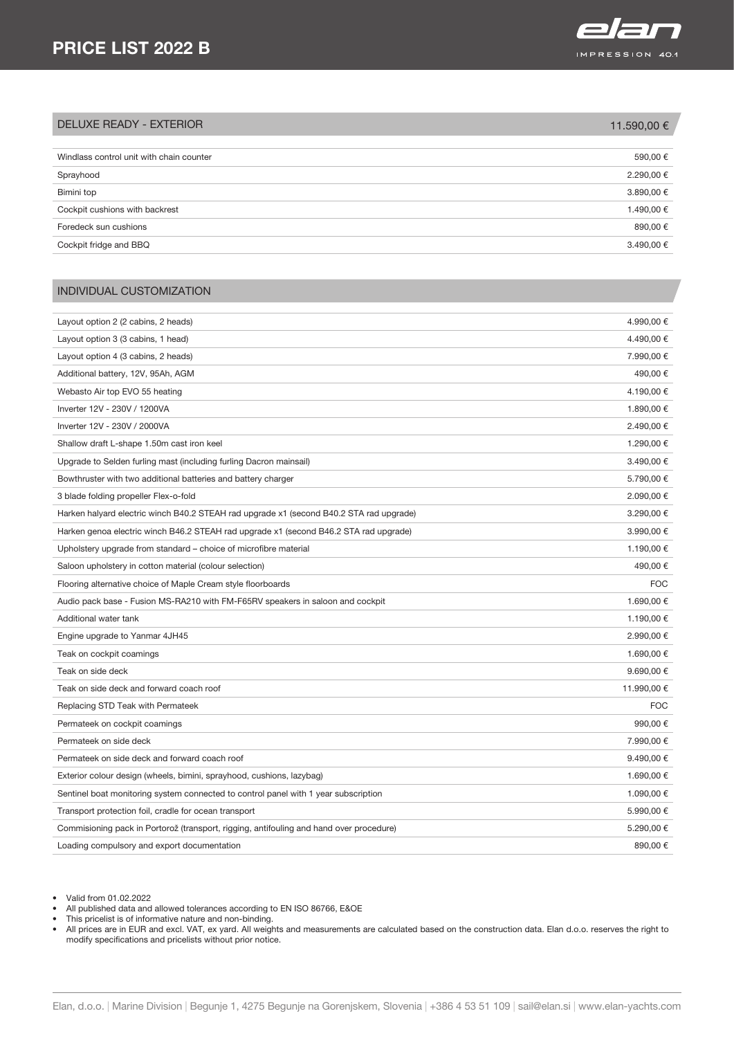# PRICE LIST 2022 B

## DELUXE READY - EXTERIOR — 11.590,00 €

| | |
|---|---|
| Windlass control unit with chain counter | 590,00 € |
| Sprayhood | 2.290,00 € |
| Bimini top | 3.890,00 € |
| Cockpit cushions with backrest | 1.490,00 € |
| Foredeck sun cushions | 890,00 € |
| Cockpit fridge and BBQ | 3.490,00 € |

## INDIVIDUAL CUSTOMIZATION

| | |
|---|---|
| Layout option 2 (2 cabins, 2 heads) | 4.990,00 € |
| Layout option 3 (3 cabins, 1 head) | 4.490,00 € |
| Layout option 4 (3 cabins, 2 heads) | 7.990,00 € |
| Additional battery, 12V, 95Ah, AGM | 490,00 € |
| Webasto Air top EVO 55 heating | 4.190,00 € |
| Inverter 12V - 230V / 1200VA | 1.890,00 € |
| Inverter 12V - 230V / 2000VA | 2.490,00 € |
| Shallow draft L-shape 1.50m cast iron keel | 1.290,00 € |
| Upgrade to Selden furling mast (including furling Dacron mainsail) | 3.490,00 € |
| Bowthruster with two additional batteries and battery charger | 5.790,00 € |
| 3 blade folding propeller Flex-o-fold | 2.090,00 € |
| Harken halyard electric winch B40.2 STEAH rad upgrade x1 (second B40.2 STA rad upgrade) | 3.290,00 € |
| Harken genoa electric winch B46.2 STEAH rad upgrade x1 (second B46.2 STA rad upgrade) | 3.990,00 € |
| Upholstery upgrade from standard – choice of microfibre material | 1.190,00 € |
| Saloon upholstery in cotton material (colour selection) | 490,00 € |
| Flooring alternative choice of Maple Cream style floorboards | FOC |
| Audio pack base - Fusion MS-RA210 with FM-F65RV speakers in saloon and cockpit | 1.690,00 € |
| Additional water tank | 1.190,00 € |
| Engine upgrade to Yanmar 4JH45 | 2.990,00 € |
| Teak on cockpit coamings | 1.690,00 € |
| Teak on side deck | 9.690,00 € |
| Teak on side deck and forward coach roof | 11.990,00 € |
| Replacing STD Teak with Permateek | FOC |
| Permateek on cockpit coamings | 990,00 € |
| Permateek on side deck | 7.990,00 € |
| Permateek on side deck and forward coach roof | 9.490,00 € |
| Exterior colour design (wheels, bimini, sprayhood, cushions, lazybag) | 1.690,00 € |
| Sentinel boat monitoring system connected to control panel with 1 year subscription | 1.090,00 € |
| Transport protection foil, cradle for ocean transport | 5.990,00 € |
| Commisioning pack in Portorož (transport, rigging, antifouling and hand over procedure) | 5.290,00 € |
| Loading compulsory and export documentation | 890,00 € |

- Valid from 01.02.2022
- All published data and allowed tolerances according to EN ISO 86766, E&OE
- This pricelist is of informative nature and non-binding.
- All prices are in EUR and excl. VAT, ex yard. All weights and measurements are calculated based on the construction data. Elan d.o.o. reserves the right to modify specifications and pricelists without prior notice.

Elan, d.o.o. | Marine Division | Begunje 1, 4275 Begunje na Gorenjskem, Slovenia | +386 4 53 51 109 | sail@elan.si | www.elan-yachts.com